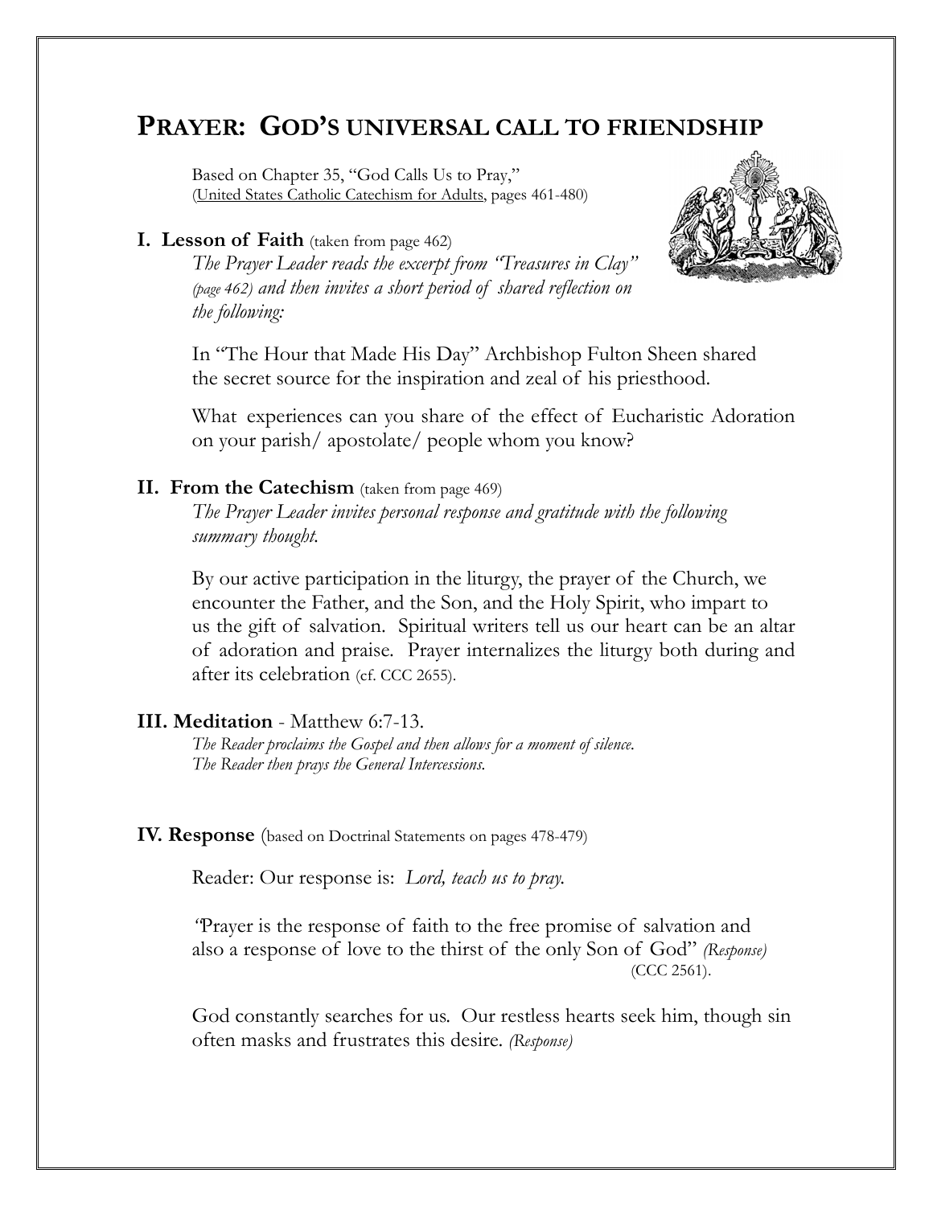# PRAYER: GOD'S UNIVERSAL CALL TO FRIENDSHIP

Based on Chapter 35, "God Calls Us to Pray," (United States Catholic Catechism for Adults, pages 461-480)

## I. Lesson of Faith (taken from page 462)

*The Prayer Leader reads the excerpt from "Treasures in Clay" (page 462) and then invites a short period of shared reflection on the following:*

In "The Hour that Made His Day" Archbishop Fulton Sheen shared the secret source for the inspiration and zeal of his priesthood.

What experiences can you share of the effect of Eucharistic Adoration on your parish/ apostolate/ people whom you know?

## II. From the Catechism (taken from page 469)

*The Prayer Leader invites personal response and gratitude with the following summary thought.*

By our active participation in the liturgy, the prayer of the Church, we encounter the Father, and the Son, and the Holy Spirit, who impart to us the gift of salvation. Spiritual writers tell us our heart can be an altar of adoration and praise. Prayer internalizes the liturgy both during and after its celebration (cf. CCC 2655).

## III. Meditation - Matthew 6:7-13.

*The Reader proclaims the Gospel and then allows for a moment of silence.*
*The Reader then prays the General Intercessions.*

## IV. Response (based on Doctrinal Statements on pages 478-479)

Reader: Our response is: *Lord, teach us to pray.*

"Prayer is the response of faith to the free promise of salvation and also a response of love to the thirst of the only Son of God" *(Response)* (CCC 2561).

God constantly searches for us. Our restless hearts seek him, though sin often masks and frustrates this desire. *(Response)*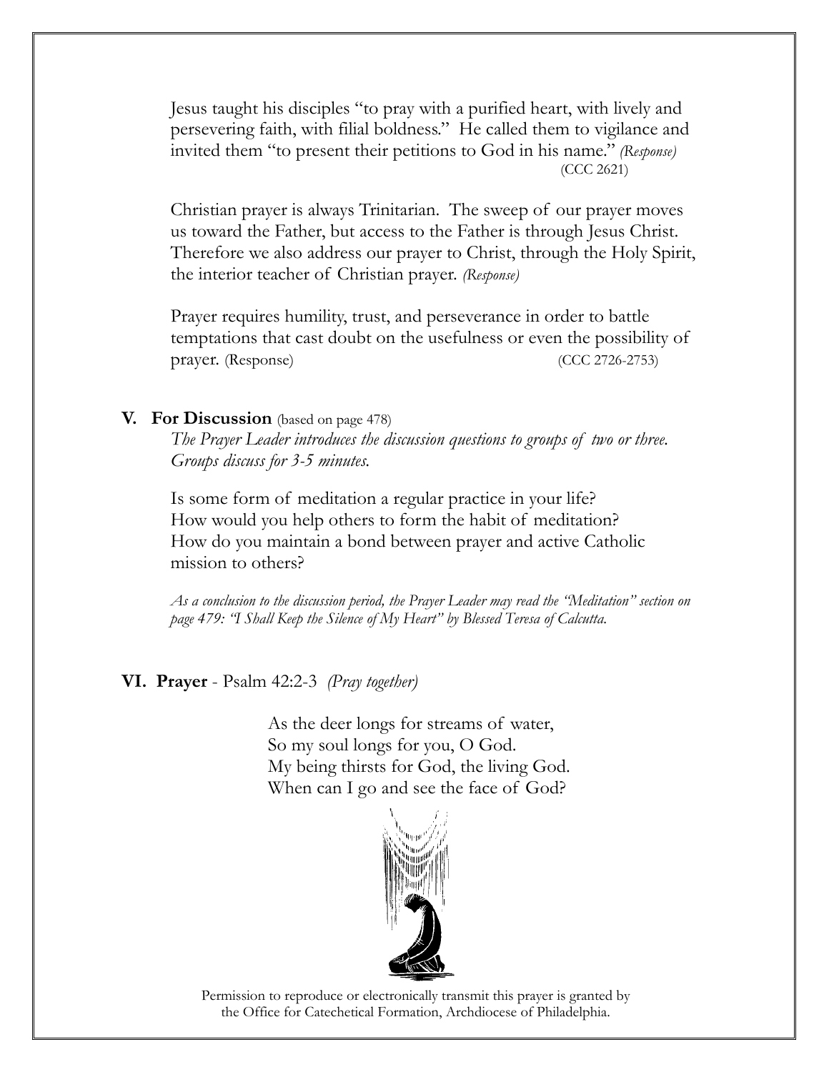Jesus taught his disciples "to pray with a purified heart, with lively and persevering faith, with filial boldness." He called them to vigilance and invited them "to present their petitions to God in his name." *(Response)*
(CCC 2621)

Christian prayer is always Trinitarian. The sweep of our prayer moves us toward the Father, but access to the Father is through Jesus Christ. Therefore we also address our prayer to Christ, through the Holy Spirit, the interior teacher of Christian prayer. *(Response)*

Prayer requires humility, trust, and perseverance in order to battle temptations that cast doubt on the usefulness or even the possibility of prayer. (Response) (CCC 2726-2753)

## V. For Discussion (based on page 478)

*The Prayer Leader introduces the discussion questions to groups of two or three. Groups discuss for 3-5 minutes.*

Is some form of meditation a regular practice in your life?
How would you help others to form the habit of meditation?
How do you maintain a bond between prayer and active Catholic mission to others?

*As a conclusion to the discussion period, the Prayer Leader may read the "Meditation" section on page 479: "I Shall Keep the Silence of My Heart" by Blessed Teresa of Calcutta.*

## VI. Prayer - Psalm 42:2-3 *(Pray together)*

As the deer longs for streams of water,
So my soul longs for you, O God.
My being thirsts for God, the living God.
When can I go and see the face of God?

Permission to reproduce or electronically transmit this prayer is granted by the Office for Catechetical Formation, Archdiocese of Philadelphia.